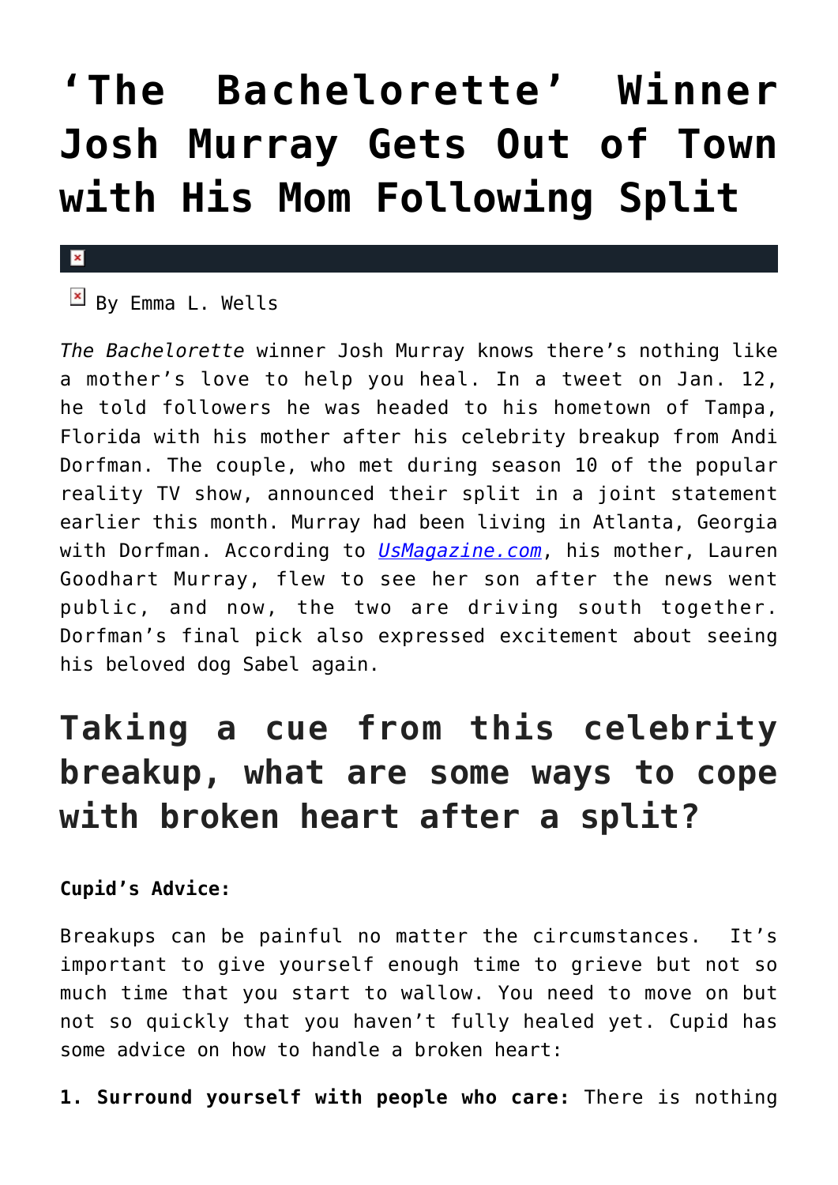# 'The Bachelorette' Winner Josh Murray Gets Out of Town with His Mom Following Split

By Emma L. Wells

*The Bachelorette* winner Josh Murray knows there's nothing like a mother's love to help you heal. In a tweet on Jan. 12, he told followers he was headed to his hometown of Tampa, Florida with his mother after his celebrity breakup from Andi Dorfman. The couple, who met during season 10 of the popular reality TV show, announced their split in a joint statement earlier this month. Murray had been living in Atlanta, Georgia with Dorfman. According to [UsMagazine.com](UsMagazine.com), his mother, Lauren Goodhart Murray, flew to see her son after the news went public, and now, the two are driving south together. Dorfman's final pick also expressed excitement about seeing his beloved dog Sabel again.

## Taking a cue from this celebrity breakup, what are some ways to cope with broken heart after a split?

**Cupid's Advice:**

Breakups can be painful no matter the circumstances. It's important to give yourself enough time to grieve but not so much time that you start to wallow. You need to move on but not so quickly that you haven't fully healed yet. Cupid has some advice on how to handle a broken heart:

**1. Surround yourself with people who care:** There is nothing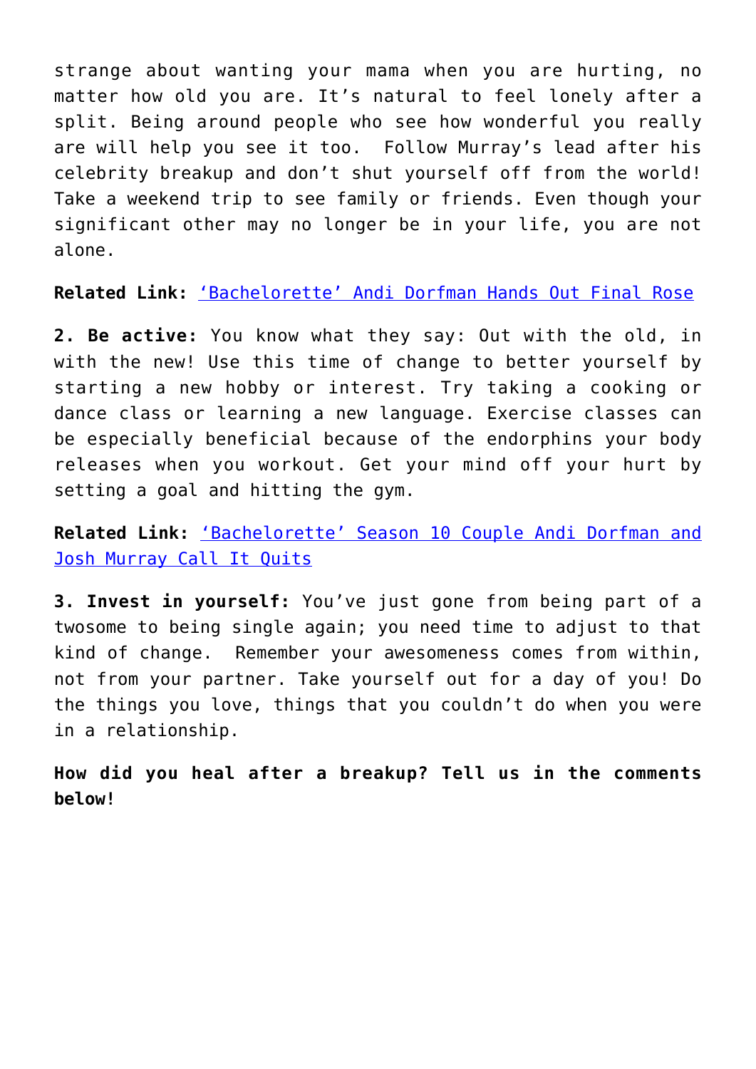strange about wanting your mama when you are hurting, no matter how old you are. It's natural to feel lonely after a split. Being around people who see how wonderful you really are will help you see it too. Follow Murray's lead after his celebrity breakup and don't shut yourself off from the world! Take a weekend trip to see family or friends. Even though your significant other may no longer be in your life, you are not alone.

**Related Link:** ['Bachelorette' Andi Dorfman Hands Out Final Rose]

**2. Be active:** You know what they say: Out with the old, in with the new! Use this time of change to better yourself by starting a new hobby or interest. Try taking a cooking or dance class or learning a new language. Exercise classes can be especially beneficial because of the endorphins your body releases when you workout. Get your mind off your hurt by setting a goal and hitting the gym.

**Related Link:** ['Bachelorette' Season 10 Couple Andi Dorfman and Josh Murray Call It Quits]

**3. Invest in yourself:** You've just gone from being part of a twosome to being single again; you need time to adjust to that kind of change. Remember your awesomeness comes from within, not from your partner. Take yourself out for a day of you! Do the things you love, things that you couldn't do when you were in a relationship.

**How did you heal after a breakup? Tell us in the comments below!**